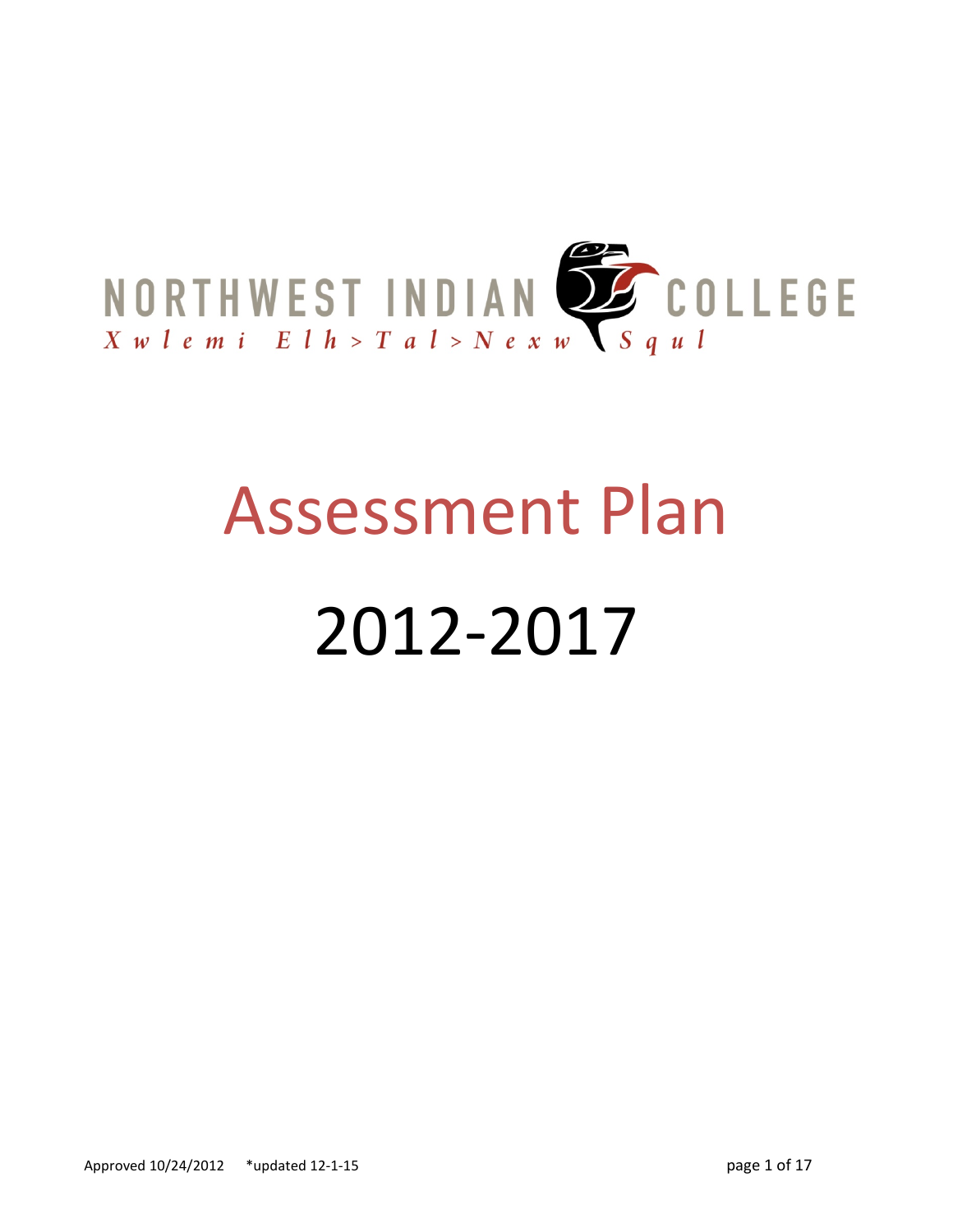NORTHWEST INDIAN COLLEGE

*Xwlemi Elh>Tal>Nexw Squl*

# Assessment Plan

# 2012-2017

Approved 10/24/2012 *updated 12-1-15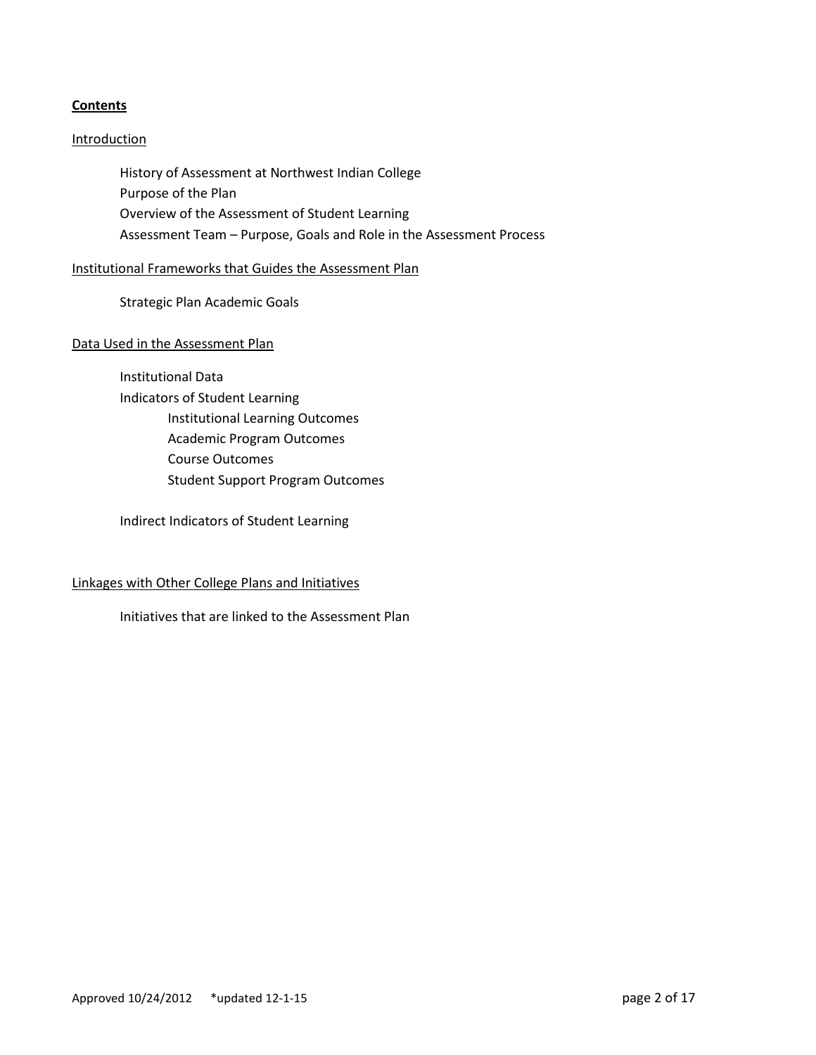**Contents**

Introduction

- History of Assessment at Northwest Indian College
- Purpose of the Plan
- Overview of the Assessment of Student Learning
- Assessment Team – Purpose, Goals and Role in the Assessment Process

Institutional Frameworks that Guides the Assessment Plan

- Strategic Plan Academic Goals

Data Used in the Assessment Plan

- Institutional Data
- Indicators of Student Learning
  - Institutional Learning Outcomes
  - Academic Program Outcomes
  - Course Outcomes
  - Student Support Program Outcomes
- Indirect Indicators of Student Learning

Linkages with Other College Plans and Initiatives

- Initiatives that are linked to the Assessment Plan

Approved 10/24/2012 *updated 12-1-15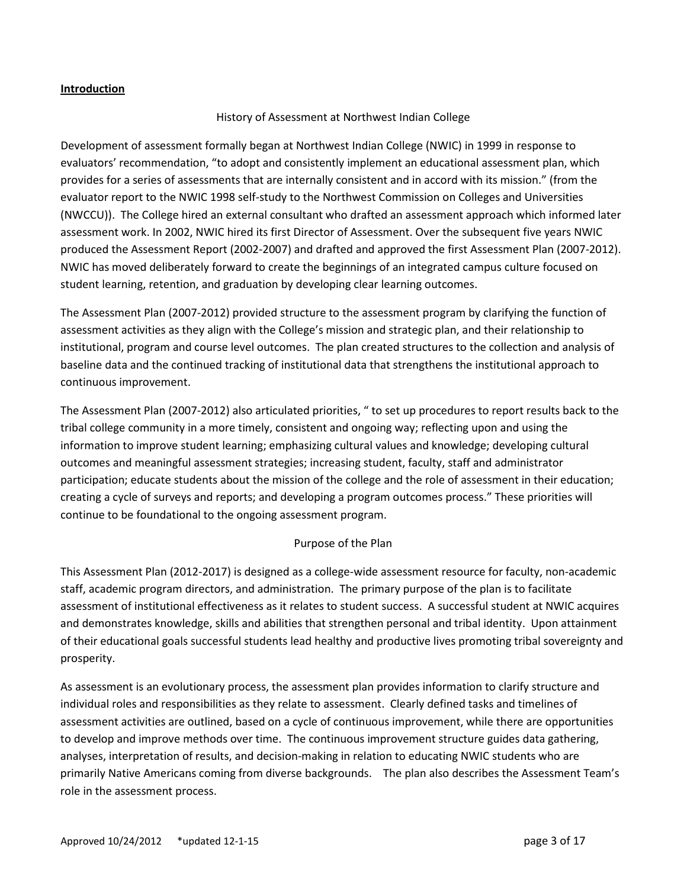## Introduction

### History of Assessment at Northwest Indian College

Development of assessment formally began at Northwest Indian College (NWIC) in 1999 in response to evaluators' recommendation, "to adopt and consistently implement an educational assessment plan, which provides for a series of assessments that are internally consistent and in accord with its mission." (from the evaluator report to the NWIC 1998 self-study to the Northwest Commission on Colleges and Universities (NWCCU)). The College hired an external consultant who drafted an assessment approach which informed later assessment work. In 2002, NWIC hired its first Director of Assessment. Over the subsequent five years NWIC produced the Assessment Report (2002-2007) and drafted and approved the first Assessment Plan (2007-2012). NWIC has moved deliberately forward to create the beginnings of an integrated campus culture focused on student learning, retention, and graduation by developing clear learning outcomes.

The Assessment Plan (2007-2012) provided structure to the assessment program by clarifying the function of assessment activities as they align with the College's mission and strategic plan, and their relationship to institutional, program and course level outcomes. The plan created structures to the collection and analysis of baseline data and the continued tracking of institutional data that strengthens the institutional approach to continuous improvement.

The Assessment Plan (2007-2012) also articulated priorities, " to set up procedures to report results back to the tribal college community in a more timely, consistent and ongoing way; reflecting upon and using the information to improve student learning; emphasizing cultural values and knowledge; developing cultural outcomes and meaningful assessment strategies; increasing student, faculty, staff and administrator participation; educate students about the mission of the college and the role of assessment in their education; creating a cycle of surveys and reports; and developing a program outcomes process." These priorities will continue to be foundational to the ongoing assessment program.

### Purpose of the Plan

This Assessment Plan (2012-2017) is designed as a college-wide assessment resource for faculty, non-academic staff, academic program directors, and administration. The primary purpose of the plan is to facilitate assessment of institutional effectiveness as it relates to student success. A successful student at NWIC acquires and demonstrates knowledge, skills and abilities that strengthen personal and tribal identity. Upon attainment of their educational goals successful students lead healthy and productive lives promoting tribal sovereignty and prosperity.

As assessment is an evolutionary process, the assessment plan provides information to clarify structure and individual roles and responsibilities as they relate to assessment. Clearly defined tasks and timelines of assessment activities are outlined, based on a cycle of continuous improvement, while there are opportunities to develop and improve methods over time. The continuous improvement structure guides data gathering, analyses, interpretation of results, and decision-making in relation to educating NWIC students who are primarily Native Americans coming from diverse backgrounds. The plan also describes the Assessment Team's role in the assessment process.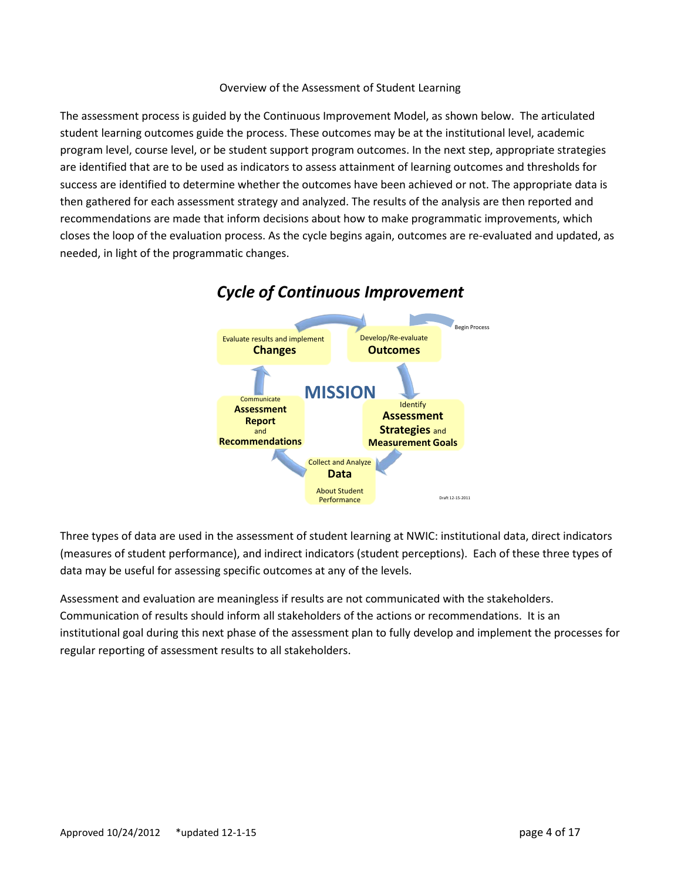Overview of the Assessment of Student Learning

The assessment process is guided by the Continuous Improvement Model, as shown below. The articulated student learning outcomes guide the process. These outcomes may be at the institutional level, academic program level, course level, or be student support program outcomes. In the next step, appropriate strategies are identified that are to be used as indicators to assess attainment of learning outcomes and thresholds for success are identified to determine whether the outcomes have been achieved or not. The appropriate data is then gathered for each assessment strategy and analyzed. The results of the analysis are then reported and recommendations are made that inform decisions about how to make programmatic improvements, which closes the loop of the evaluation process. As the cycle begins again, outcomes are re-evaluated and updated, as needed, in light of the programmatic changes.

## *Cycle of Continuous Improvement*

Begin Process

Develop/Re-evaluate **Outcomes**

Identify **Assessment Strategies** and **Measurement Goals**

Collect and Analyze **Data** About Student Performance

Communicate **Assessment Report** and **Recommendations**

Evaluate results and implement **Changes**

**MISSION**

Draft 12-15-2011

Three types of data are used in the assessment of student learning at NWIC: institutional data, direct indicators (measures of student performance), and indirect indicators (student perceptions). Each of these three types of data may be useful for assessing specific outcomes at any of the levels.

Assessment and evaluation are meaningless if results are not communicated with the stakeholders. Communication of results should inform all stakeholders of the actions or recommendations. It is an institutional goal during this next phase of the assessment plan to fully develop and implement the processes for regular reporting of assessment results to all stakeholders.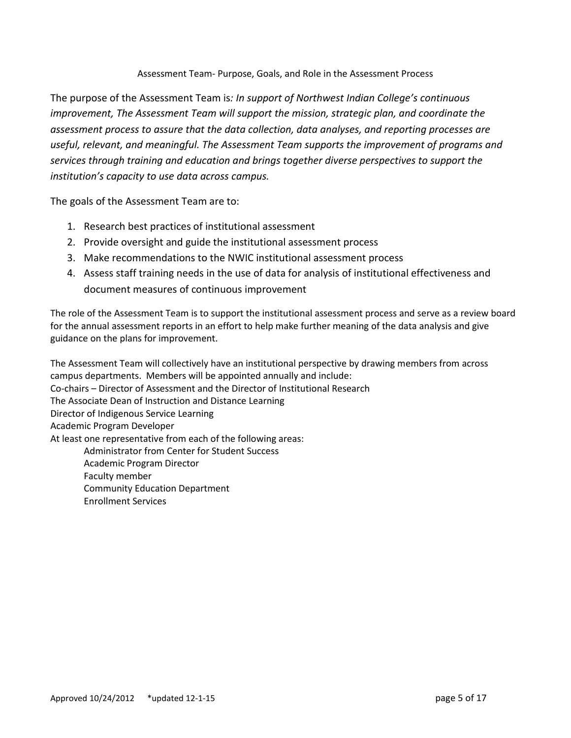## Assessment Team- Purpose, Goals, and Role in the Assessment Process

The purpose of the Assessment Team is*: In support of Northwest Indian College's continuous improvement, The Assessment Team will support the mission, strategic plan, and coordinate the assessment process to assure that the data collection, data analyses, and reporting processes are useful, relevant, and meaningful. The Assessment Team supports the improvement of programs and services through training and education and brings together diverse perspectives to support the institution's capacity to use data across campus.*

The goals of the Assessment Team are to:

1. Research best practices of institutional assessment
2. Provide oversight and guide the institutional assessment process
3. Make recommendations to the NWIC institutional assessment process
4. Assess staff training needs in the use of data for analysis of institutional effectiveness and document measures of continuous improvement

The role of the Assessment Team is to support the institutional assessment process and serve as a review board for the annual assessment reports in an effort to help make further meaning of the data analysis and give guidance on the plans for improvement.

The Assessment Team will collectively have an institutional perspective by drawing members from across campus departments. Members will be appointed annually and include:
Co-chairs – Director of Assessment and the Director of Institutional Research
The Associate Dean of Instruction and Distance Learning
Director of Indigenous Service Learning
Academic Program Developer
At least one representative from each of the following areas:

- Administrator from Center for Student Success
- Academic Program Director
- Faculty member
- Community Education Department
- Enrollment Services

Approved 10/24/2012 *updated 12-1-15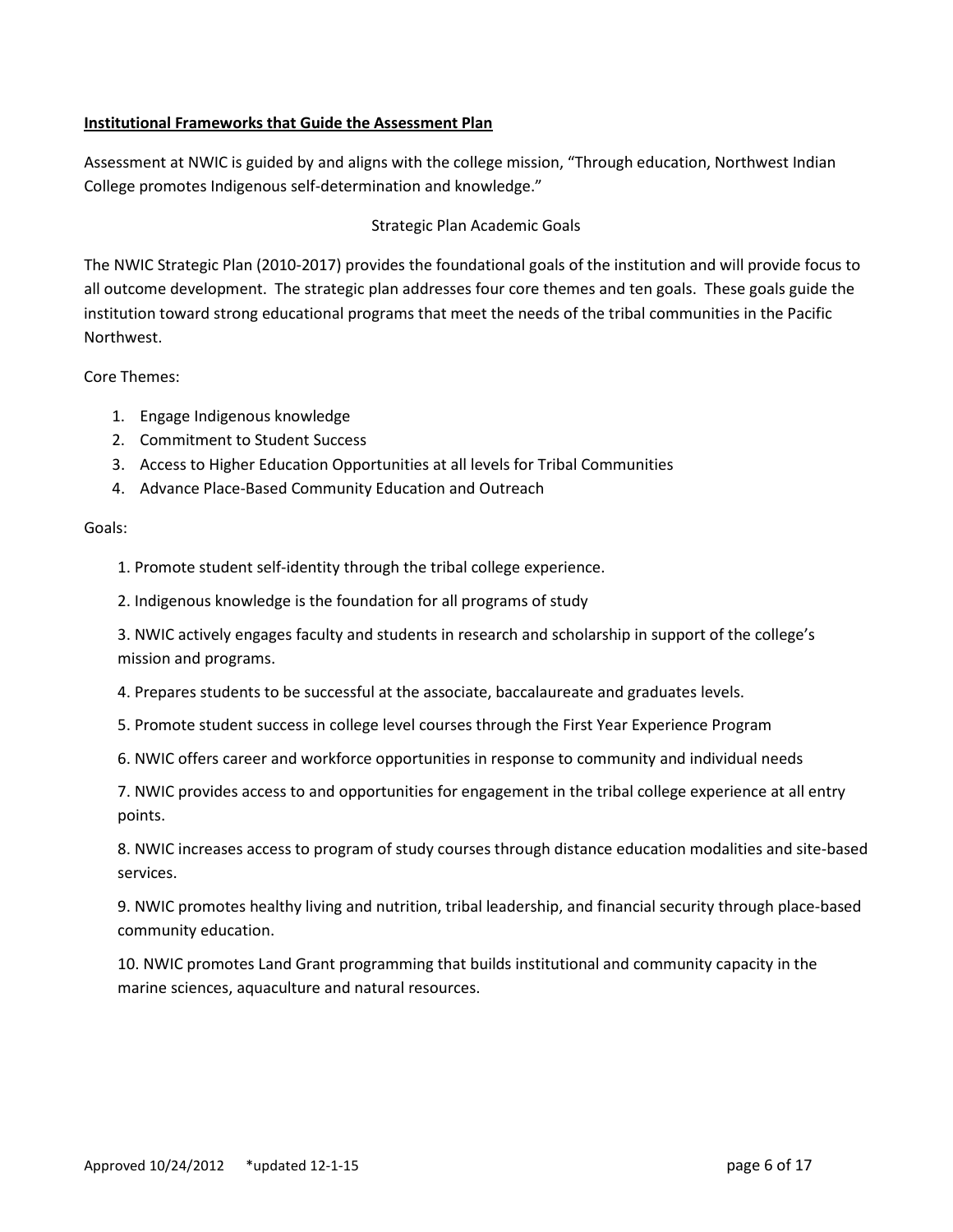**Institutional Frameworks that Guide the Assessment Plan**

Assessment at NWIC is guided by and aligns with the college mission, "Through education, Northwest Indian College promotes Indigenous self-determination and knowledge."

Strategic Plan Academic Goals

The NWIC Strategic Plan (2010-2017) provides the foundational goals of the institution and will provide focus to all outcome development. The strategic plan addresses four core themes and ten goals. These goals guide the institution toward strong educational programs that meet the needs of the tribal communities in the Pacific Northwest.

Core Themes:

1. Engage Indigenous knowledge
2. Commitment to Student Success
3. Access to Higher Education Opportunities at all levels for Tribal Communities
4. Advance Place-Based Community Education and Outreach

Goals:

1. Promote student self-identity through the tribal college experience.
2. Indigenous knowledge is the foundation for all programs of study
3. NWIC actively engages faculty and students in research and scholarship in support of the college's mission and programs.
4. Prepares students to be successful at the associate, baccalaureate and graduates levels.
5. Promote student success in college level courses through the First Year Experience Program
6. NWIC offers career and workforce opportunities in response to community and individual needs
7. NWIC provides access to and opportunities for engagement in the tribal college experience at all entry points.
8. NWIC increases access to program of study courses through distance education modalities and site-based services.
9. NWIC promotes healthy living and nutrition, tribal leadership, and financial security through place-based community education.
10. NWIC promotes Land Grant programming that builds institutional and community capacity in the marine sciences, aquaculture and natural resources.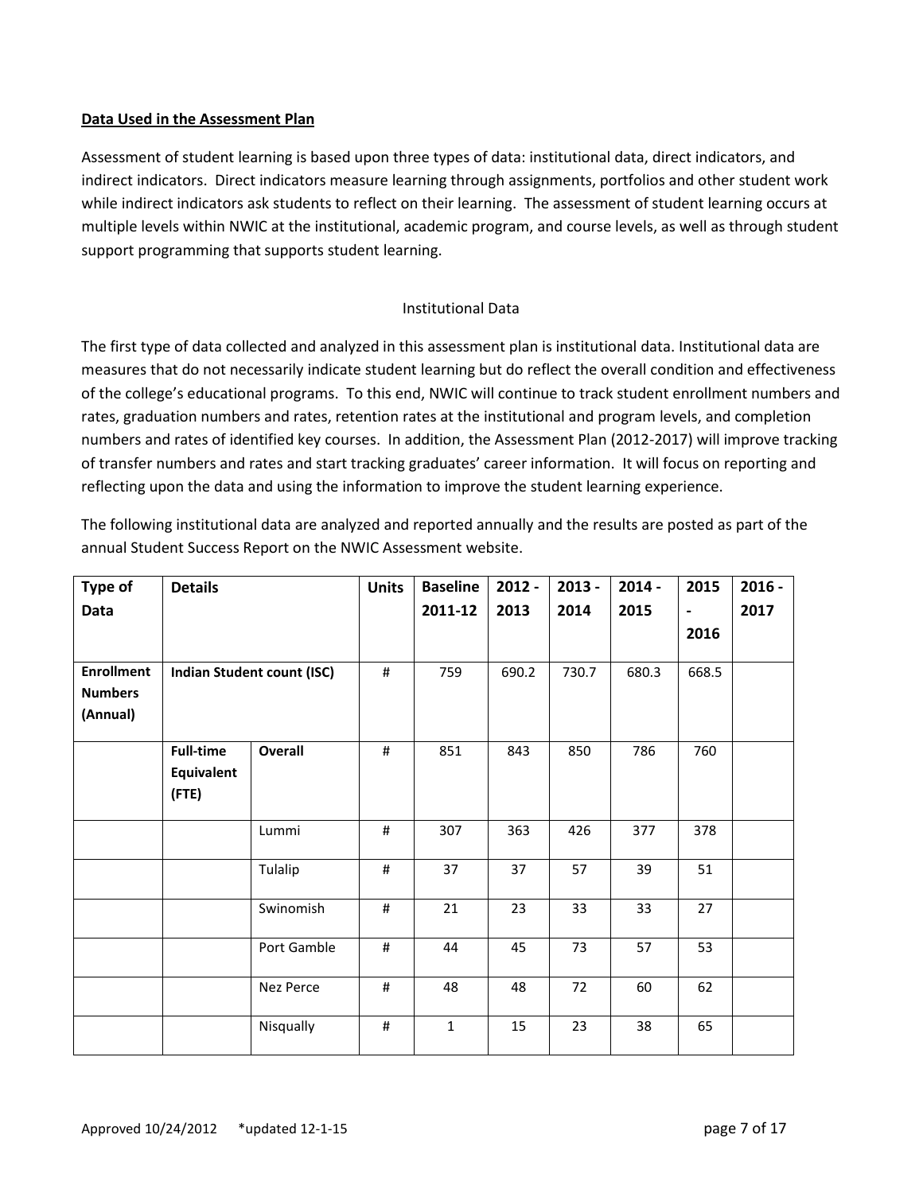**Data Used in the Assessment Plan**

Assessment of student learning is based upon three types of data: institutional data, direct indicators, and indirect indicators. Direct indicators measure learning through assignments, portfolios and other student work while indirect indicators ask students to reflect on their learning. The assessment of student learning occurs at multiple levels within NWIC at the institutional, academic program, and course levels, as well as through student support programming that supports student learning.

Institutional Data

The first type of data collected and analyzed in this assessment plan is institutional data. Institutional data are measures that do not necessarily indicate student learning but do reflect the overall condition and effectiveness of the college's educational programs. To this end, NWIC will continue to track student enrollment numbers and rates, graduation numbers and rates, retention rates at the institutional and program levels, and completion numbers and rates of identified key courses. In addition, the Assessment Plan (2012-2017) will improve tracking of transfer numbers and rates and start tracking graduates' career information. It will focus on reporting and reflecting upon the data and using the information to improve the student learning experience.

The following institutional data are analyzed and reported annually and the results are posted as part of the annual Student Success Report on the NWIC Assessment website.

| Type of Data | Details | | Units | Baseline 2011-12 | 2012 - 2013 | 2013 - 2014 | 2014 - 2015 | 2015 - 2016 | 2016 - 2017 |
|---|---|---|---|---|---|---|---|---|---|
| **Enrollment Numbers (Annual)** | **Indian Student count (ISC)** | | # | 759 | 690.2 | 730.7 | 680.3 | 668.5 | |
| | **Full-time Equivalent (FTE)** | **Overall** | # | 851 | 843 | 850 | 786 | 760 | |
| | | Lummi | # | 307 | 363 | 426 | 377 | 378 | |
| | | Tulalip | # | 37 | 37 | 57 | 39 | 51 | |
| | | Swinomish | # | 21 | 23 | 33 | 33 | 27 | |
| | | Port Gamble | # | 44 | 45 | 73 | 57 | 53 | |
| | | Nez Perce | # | 48 | 48 | 72 | 60 | 62 | |
| | | Nisqually | # | 1 | 15 | 23 | 38 | 65 | |

Approved 10/24/2012 *updated 12-1-15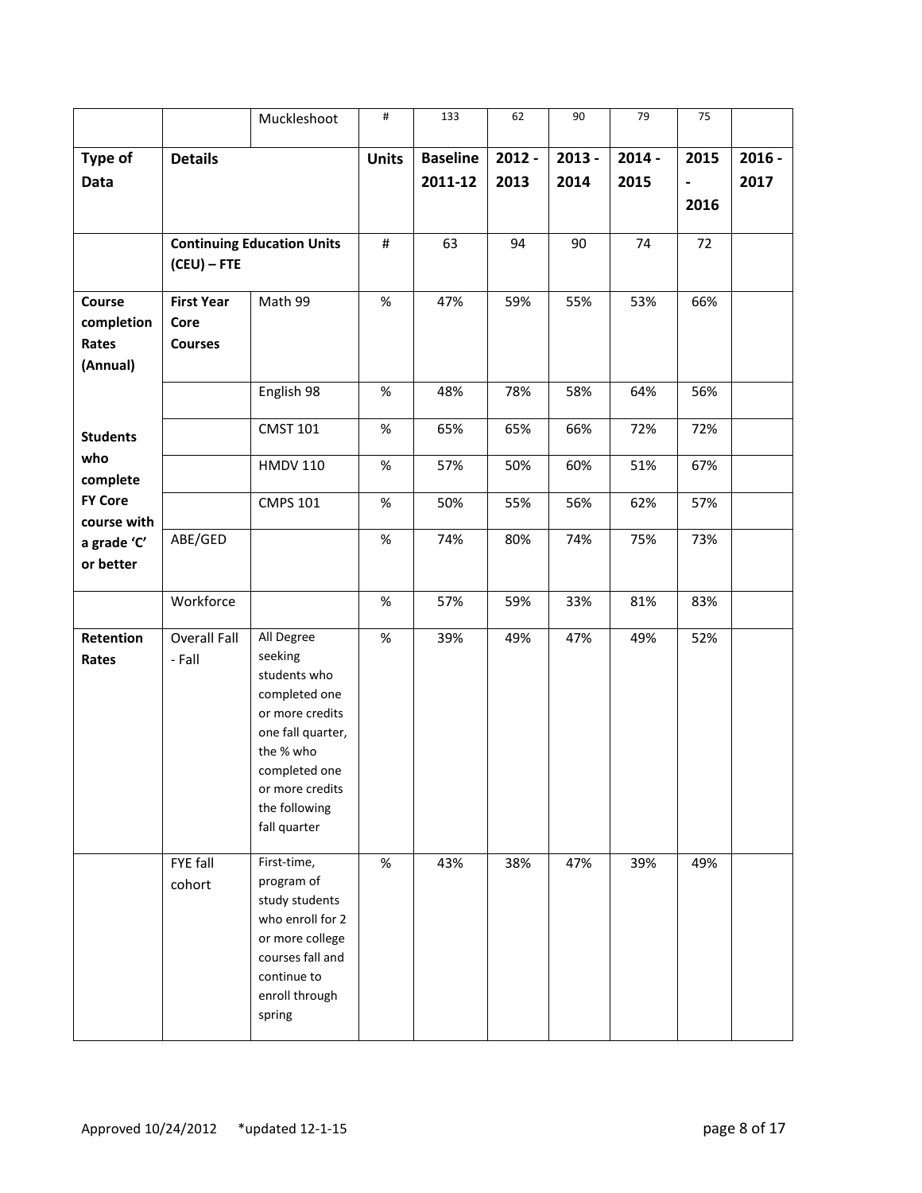| | | Muckleshoot | # | 133 | 62 | 90 | 79 | 75 | |
|---|---|---|---|---|---|---|---|---|---|
| **Type of Data** | **Details** | | **Units** | **Baseline 2011-12** | **2012 - 2013** | **2013 - 2014** | **2014 - 2015** | **2015 - 2016** | **2016 - 2017** |
| | **Continuing Education Units (CEU) – FTE** | | # | 63 | 94 | 90 | 74 | 72 | |
| **Course completion Rates (Annual)** | **First Year Core Courses** | Math 99 | % | 47% | 59% | 55% | 53% | 66% | |
| | | English 98 | % | 48% | 78% | 58% | 64% | 56% | |
| **Students who complete FY Core course with a grade 'C' or better** | | CMST 101 | % | 65% | 65% | 66% | 72% | 72% | |
| | | HMDV 110 | % | 57% | 50% | 60% | 51% | 67% | |
| | | CMPS 101 | % | 50% | 55% | 56% | 62% | 57% | |
| | ABE/GED | | % | 74% | 80% | 74% | 75% | 73% | |
| | Workforce | | % | 57% | 59% | 33% | 81% | 83% | |
| **Retention Rates** | Overall Fall - Fall | All Degree seeking students who completed one or more credits one fall quarter, the % who completed one or more credits the following fall quarter | % | 39% | 49% | 47% | 49% | 52% | |
| | FYE fall cohort | First-time, program of study students who enroll for 2 or more college courses fall and continue to enroll through spring | % | 43% | 38% | 47% | 39% | 49% | |

Approved 10/24/2012 *updated 12-1-15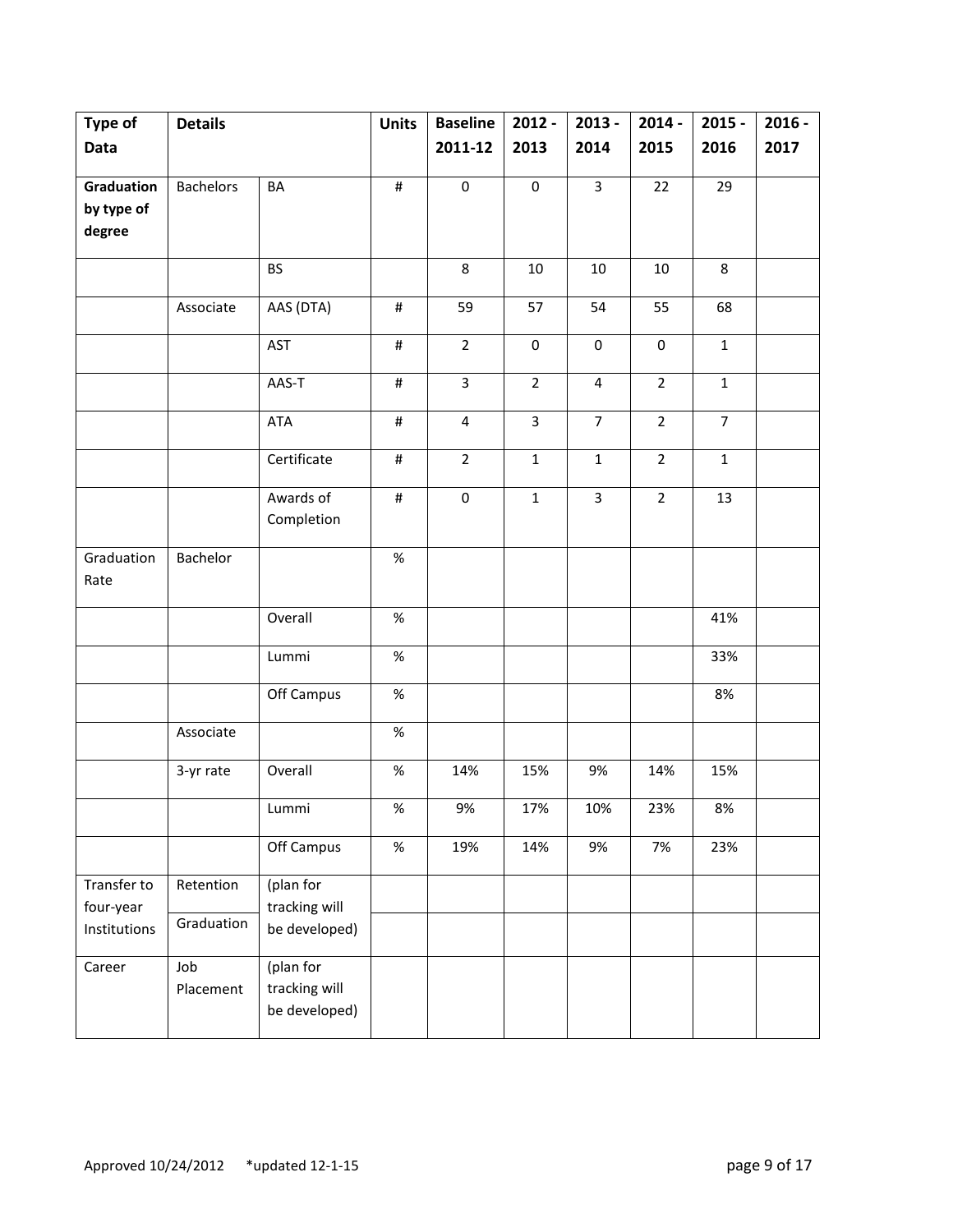| Type of Data | Details | | Units | Baseline 2011-12 | 2012 - 2013 | 2013 - 2014 | 2014 - 2015 | 2015 - 2016 | 2016 - 2017 |
|---|---|---|---|---|---|---|---|---|---|
| **Graduation by type of degree** | Bachelors | BA | # | 0 | 0 | 3 | 22 | 29 | |
| | | BS | | 8 | 10 | 10 | 10 | 8 | |
| | Associate | AAS (DTA) | # | 59 | 57 | 54 | 55 | 68 | |
| | | AST | # | 2 | 0 | 0 | 0 | 1 | |
| | | AAS-T | # | 3 | 2 | 4 | 2 | 1 | |
| | | ATA | # | 4 | 3 | 7 | 2 | 7 | |
| | | Certificate | # | 2 | 1 | 1 | 2 | 1 | |
| | | Awards of Completion | # | 0 | 1 | 3 | 2 | 13 | |
| Graduation Rate | Bachelor | | % | | | | | | |
| | | Overall | % | | | | | 41% | |
| | | Lummi | % | | | | | 33% | |
| | | Off Campus | % | | | | | 8% | |
| | Associate | | % | | | | | | |
| | 3-yr rate | Overall | % | 14% | 15% | 9% | 14% | 15% | |
| | | Lummi | % | 9% | 17% | 10% | 23% | 8% | |
| | | Off Campus | % | 19% | 14% | 9% | 7% | 23% | |
| Transfer to four-year Institutions | Retention | (plan for tracking will be developed) | | | | | | | |
| | Graduation | | | | | | | | |
| Career | Job Placement | (plan for tracking will be developed) | | | | | | | |

Approved 10/24/2012 *updated 12-1-15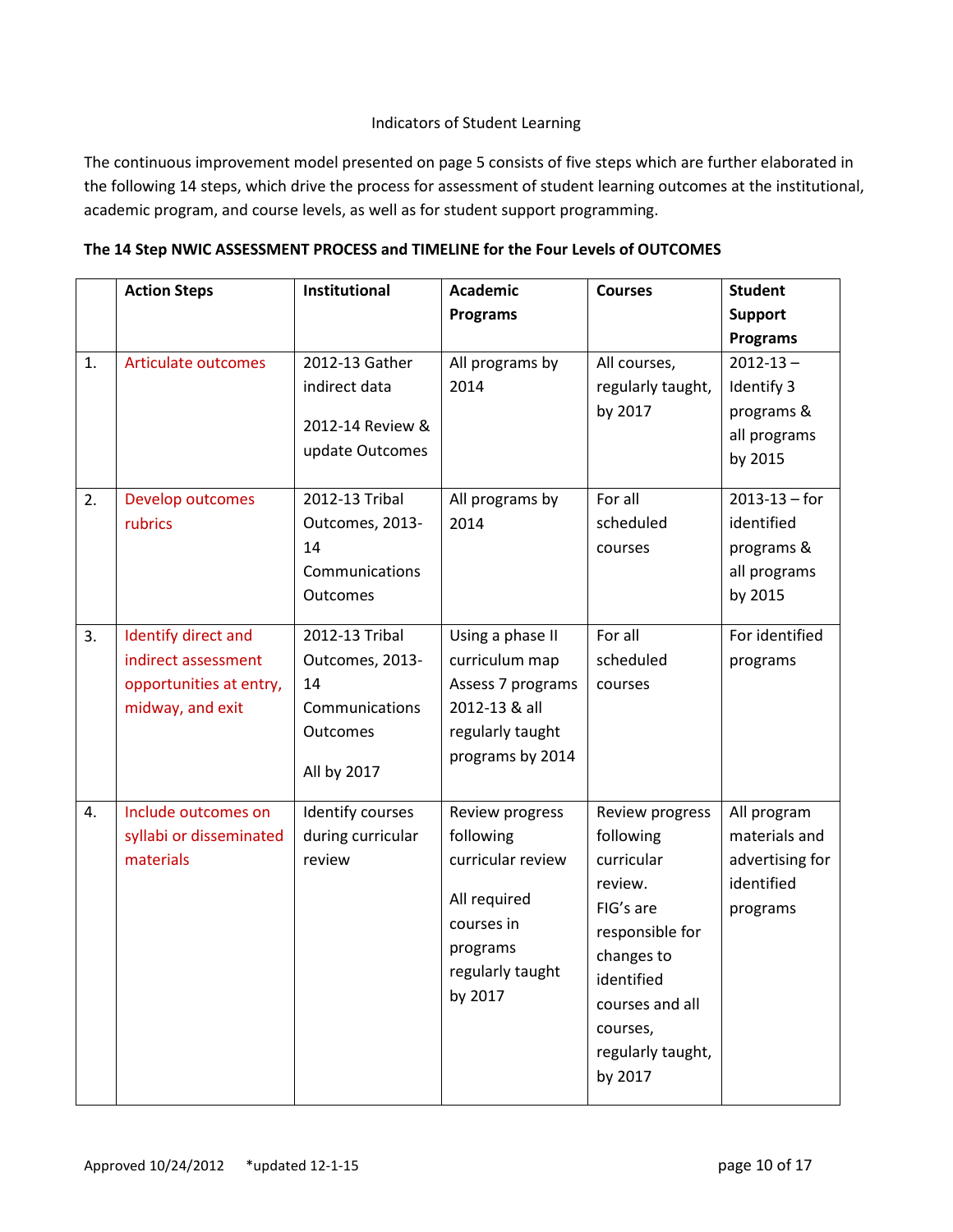Indicators of Student Learning

The continuous improvement model presented on page 5 consists of five steps which are further elaborated in the following 14 steps, which drive the process for assessment of student learning outcomes at the institutional, academic program, and course levels, as well as for student support programming.

**The 14 Step NWIC ASSESSMENT PROCESS and TIMELINE for the Four Levels of OUTCOMES**

| | Action Steps | Institutional | Academic Programs | Courses | Student Support Programs |
|---|---|---|---|---|---|
| 1. | Articulate outcomes | 2012-13 Gather indirect data<br><br>2012-14 Review & update Outcomes | All programs by 2014 | All courses, regularly taught, by 2017 | 2012-13 – Identify 3 programs & all programs by 2015 |
| 2. | Develop outcomes rubrics | 2012-13 Tribal Outcomes, 2013-14 Communications Outcomes | All programs by 2014 | For all scheduled courses | 2013-13 – for identified programs & all programs by 2015 |
| 3. | Identify direct and indirect assessment opportunities at entry, midway, and exit | 2012-13 Tribal Outcomes, 2013-14 Communications Outcomes<br><br>All by 2017 | Using a phase II curriculum map Assess 7 programs 2012-13 & all regularly taught programs by 2014 | For all scheduled courses | For identified programs |
| 4. | Include outcomes on syllabi or disseminated materials | Identify courses during curricular review | Review progress following curricular review<br><br>All required courses in programs regularly taught by 2017 | Review progress following curricular review. FIG's are responsible for changes to identified courses and all courses, regularly taught, by 2017 | All program materials and advertising for identified programs |

Approved 10/24/2012 *updated 12-1-15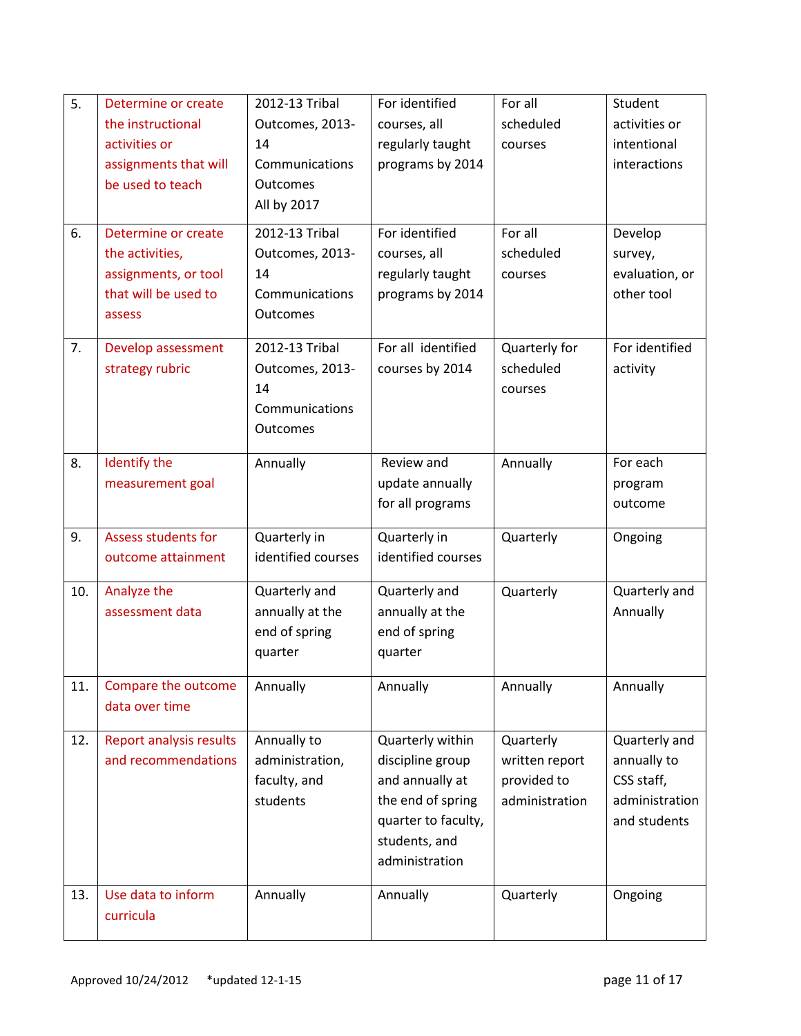| 5. | Determine or create the instructional activities or assignments that will be used to teach | 2012-13 Tribal Outcomes, 2013-14 Communications Outcomes All by 2017 | For identified courses, all regularly taught programs by 2014 | For all scheduled courses | Student activities or intentional interactions |
|---|---|---|---|---|---|
| 6. | Determine or create the activities, assignments, or tool that will be used to assess | 2012-13 Tribal Outcomes, 2013-14 Communications Outcomes | For identified courses, all regularly taught programs by 2014 | For all scheduled courses | Develop survey, evaluation, or other tool |
| 7. | Develop assessment strategy rubric | 2012-13 Tribal Outcomes, 2013-14 Communications Outcomes | For all identified courses by 2014 | Quarterly for scheduled courses | For identified activity |
| 8. | Identify the measurement goal | Annually | Review and update annually for all programs | Annually | For each program outcome |
| 9. | Assess students for outcome attainment | Quarterly in identified courses | Quarterly in identified courses | Quarterly | Ongoing |
| 10. | Analyze the assessment data | Quarterly and annually at the end of spring quarter | Quarterly and annually at the end of spring quarter | Quarterly | Quarterly and Annually |
| 11. | Compare the outcome data over time | Annually | Annually | Annually | Annually |
| 12. | Report analysis results and recommendations | Annually to administration, faculty, and students | Quarterly within discipline group and annually at the end of spring quarter to faculty, students, and administration | Quarterly written report provided to administration | Quarterly and annually to CSS staff, administration and students |
| 13. | Use data to inform curricula | Annually | Annually | Quarterly | Ongoing |

Approved 10/24/2012 *updated 12-1-15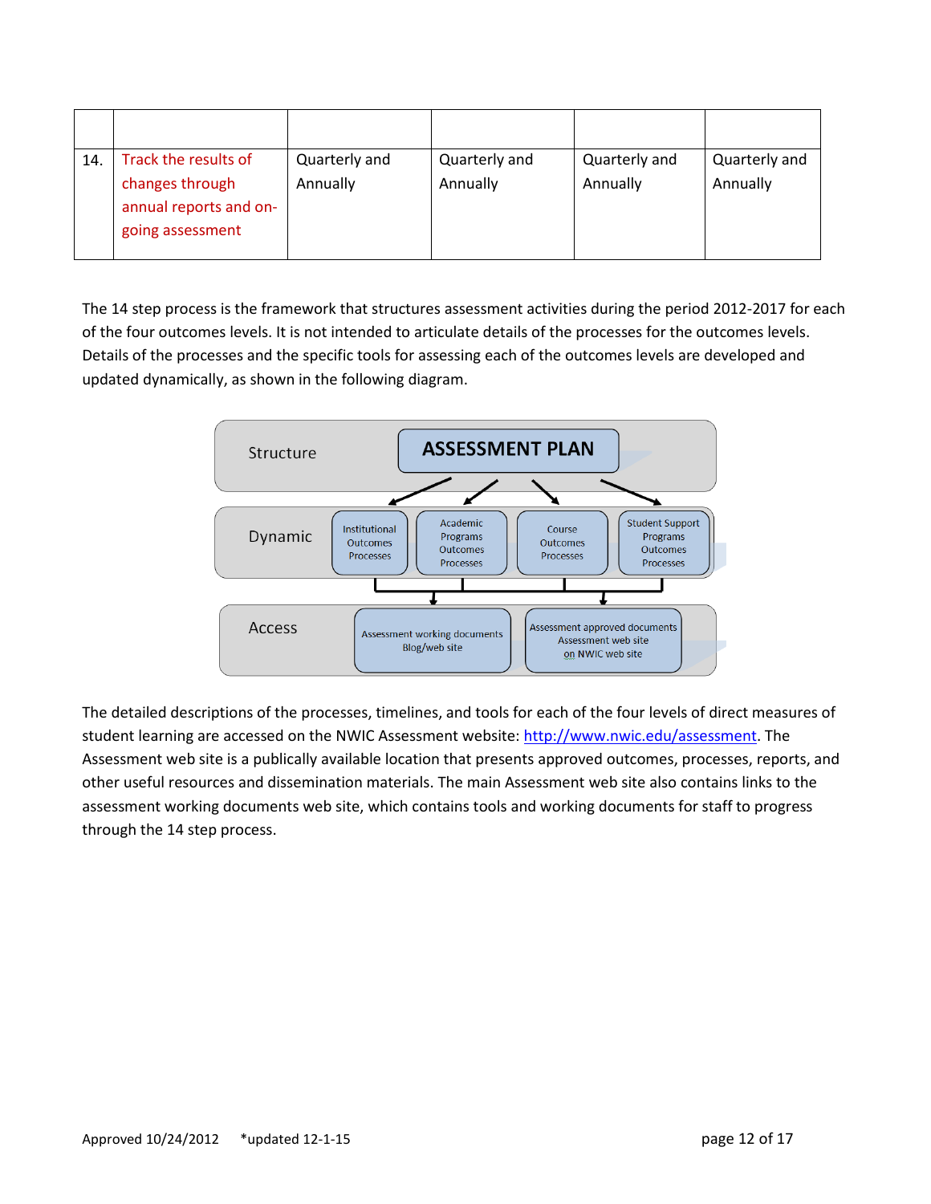| | | | | | |
|---|---|---|---|---|---|
| 14. | Track the results of changes through annual reports and on-going assessment | Quarterly and Annually | Quarterly and Annually | Quarterly and Annually | Quarterly and Annually |

The 14 step process is the framework that structures assessment activities during the period 2012-2017 for each of the four outcomes levels. It is not intended to articulate details of the processes for the outcomes levels. Details of the processes and the specific tools for assessing each of the outcomes levels are developed and updated dynamically, as shown in the following diagram.

Structure: ASSESSMENT PLAN

Dynamic: Institutional Outcomes Processes | Academic Programs Outcomes Processes | Course Outcomes Processes | Student Support Programs Outcomes Processes

Access: Assessment working documents Blog/web site | Assessment approved documents Assessment web site on NWIC web site

The detailed descriptions of the processes, timelines, and tools for each of the four levels of direct measures of student learning are accessed on the NWIC Assessment website: [http://www.nwic.edu/assessment](http://www.nwic.edu/assessment). The Assessment web site is a publically available location that presents approved outcomes, processes, reports, and other useful resources and dissemination materials. The main Assessment web site also contains links to the assessment working documents web site, which contains tools and working documents for staff to progress through the 14 step process.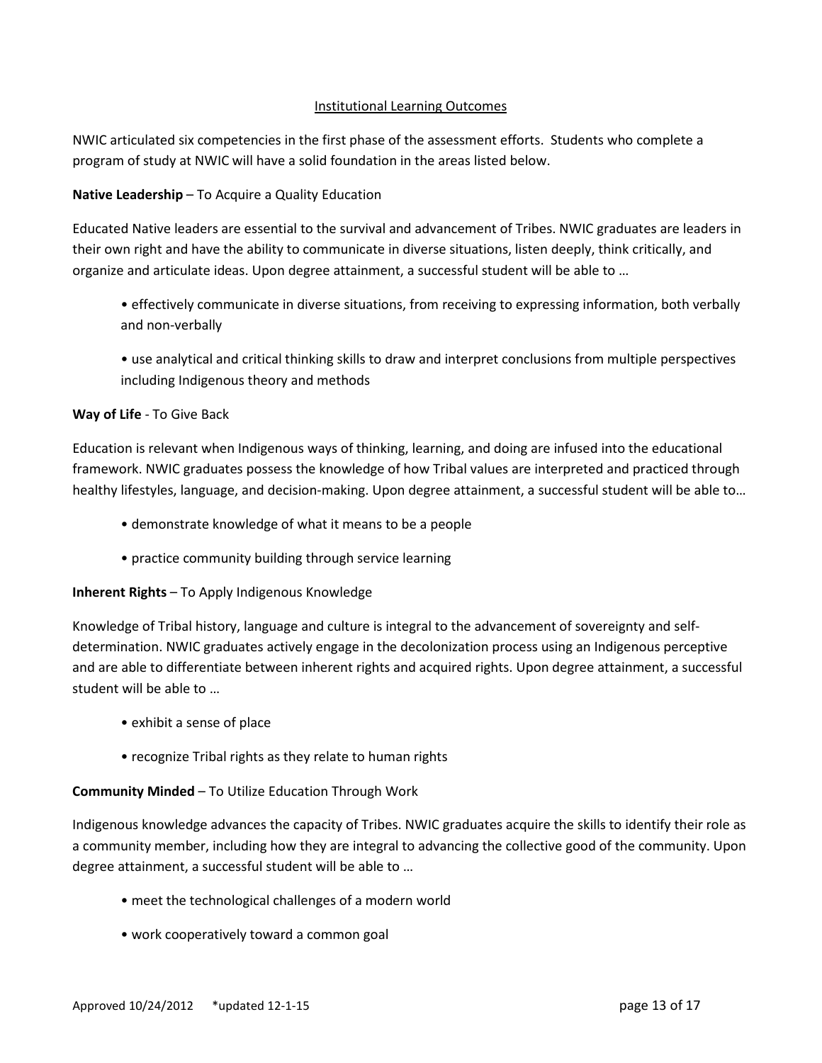## Institutional Learning Outcomes

NWIC articulated six competencies in the first phase of the assessment efforts. Students who complete a program of study at NWIC will have a solid foundation in the areas listed below.

**Native Leadership** – To Acquire a Quality Education

Educated Native leaders are essential to the survival and advancement of Tribes. NWIC graduates are leaders in their own right and have the ability to communicate in diverse situations, listen deeply, think critically, and organize and articulate ideas. Upon degree attainment, a successful student will be able to …

- effectively communicate in diverse situations, from receiving to expressing information, both verbally and non-verbally
- use analytical and critical thinking skills to draw and interpret conclusions from multiple perspectives including Indigenous theory and methods

**Way of Life** - To Give Back

Education is relevant when Indigenous ways of thinking, learning, and doing are infused into the educational framework. NWIC graduates possess the knowledge of how Tribal values are interpreted and practiced through healthy lifestyles, language, and decision-making. Upon degree attainment, a successful student will be able to…

- demonstrate knowledge of what it means to be a people
- practice community building through service learning

**Inherent Rights** – To Apply Indigenous Knowledge

Knowledge of Tribal history, language and culture is integral to the advancement of sovereignty and self-determination. NWIC graduates actively engage in the decolonization process using an Indigenous perceptive and are able to differentiate between inherent rights and acquired rights. Upon degree attainment, a successful student will be able to …

- exhibit a sense of place
- recognize Tribal rights as they relate to human rights

**Community Minded** – To Utilize Education Through Work

Indigenous knowledge advances the capacity of Tribes. NWIC graduates acquire the skills to identify their role as a community member, including how they are integral to advancing the collective good of the community. Upon degree attainment, a successful student will be able to …

- meet the technological challenges of a modern world
- work cooperatively toward a common goal

Approved 10/24/2012 *updated 12-1-15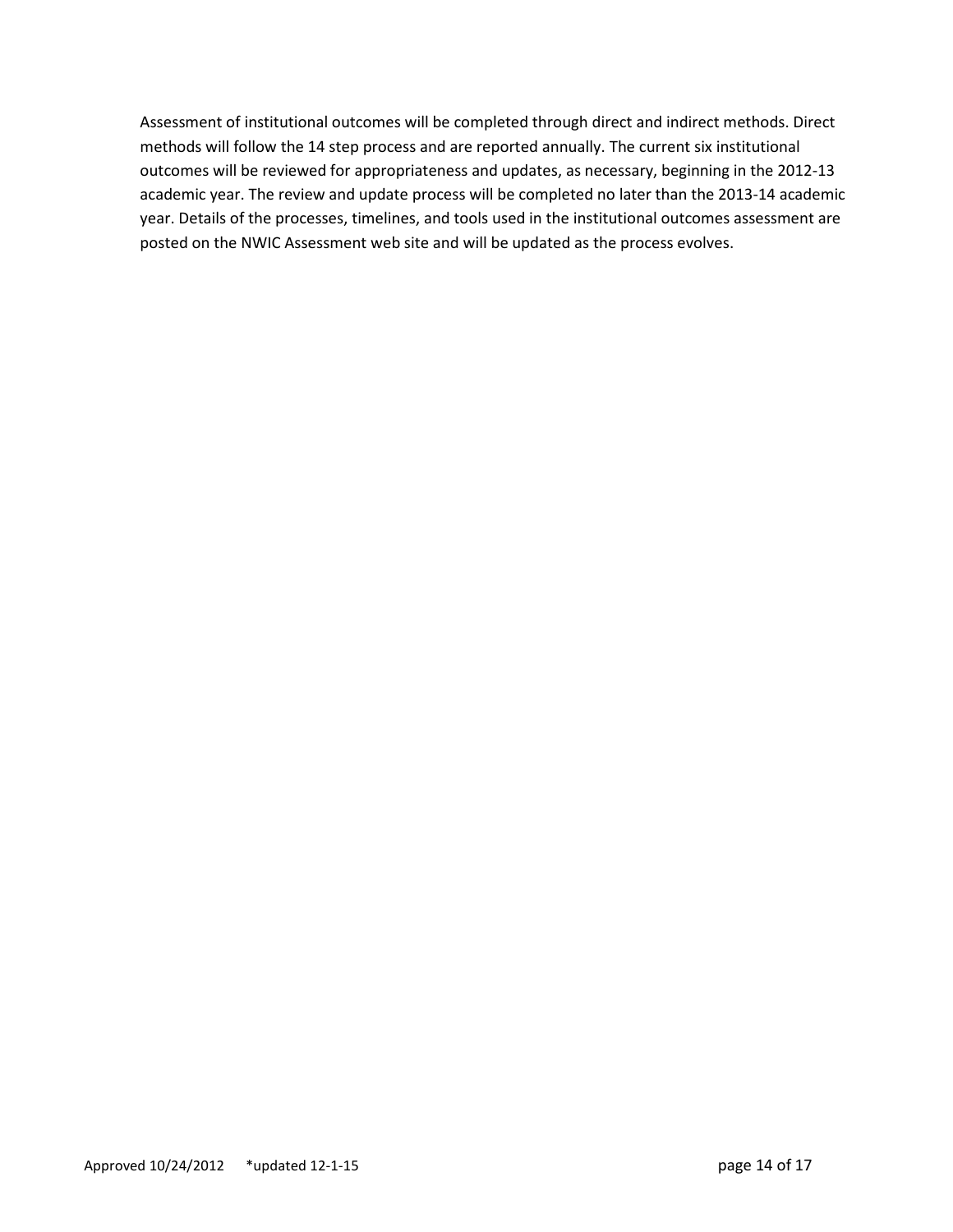Assessment of institutional outcomes will be completed through direct and indirect methods. Direct methods will follow the 14 step process and are reported annually. The current six institutional outcomes will be reviewed for appropriateness and updates, as necessary, beginning in the 2012-13 academic year. The review and update process will be completed no later than the 2013-14 academic year. Details of the processes, timelines, and tools used in the institutional outcomes assessment are posted on the NWIC Assessment web site and will be updated as the process evolves.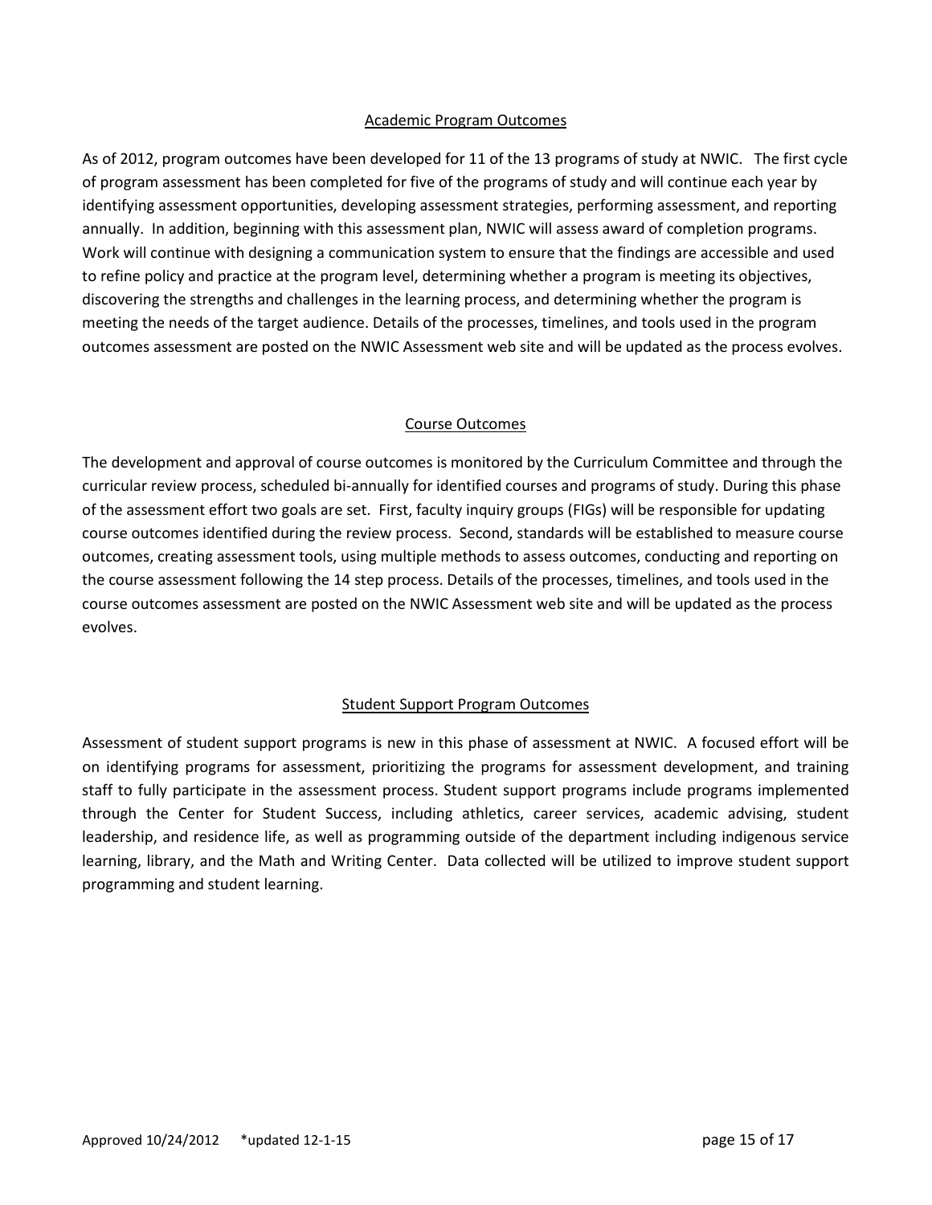## Academic Program Outcomes

As of 2012, program outcomes have been developed for 11 of the 13 programs of study at NWIC. The first cycle of program assessment has been completed for five of the programs of study and will continue each year by identifying assessment opportunities, developing assessment strategies, performing assessment, and reporting annually. In addition, beginning with this assessment plan, NWIC will assess award of completion programs. Work will continue with designing a communication system to ensure that the findings are accessible and used to refine policy and practice at the program level, determining whether a program is meeting its objectives, discovering the strengths and challenges in the learning process, and determining whether the program is meeting the needs of the target audience. Details of the processes, timelines, and tools used in the program outcomes assessment are posted on the NWIC Assessment web site and will be updated as the process evolves.

## Course Outcomes

The development and approval of course outcomes is monitored by the Curriculum Committee and through the curricular review process, scheduled bi-annually for identified courses and programs of study. During this phase of the assessment effort two goals are set. First, faculty inquiry groups (FIGs) will be responsible for updating course outcomes identified during the review process. Second, standards will be established to measure course outcomes, creating assessment tools, using multiple methods to assess outcomes, conducting and reporting on the course assessment following the 14 step process. Details of the processes, timelines, and tools used in the course outcomes assessment are posted on the NWIC Assessment web site and will be updated as the process evolves.

## Student Support Program Outcomes

Assessment of student support programs is new in this phase of assessment at NWIC. A focused effort will be on identifying programs for assessment, prioritizing the programs for assessment development, and training staff to fully participate in the assessment process. Student support programs include programs implemented through the Center for Student Success, including athletics, career services, academic advising, student leadership, and residence life, as well as programming outside of the department including indigenous service learning, library, and the Math and Writing Center. Data collected will be utilized to improve student support programming and student learning.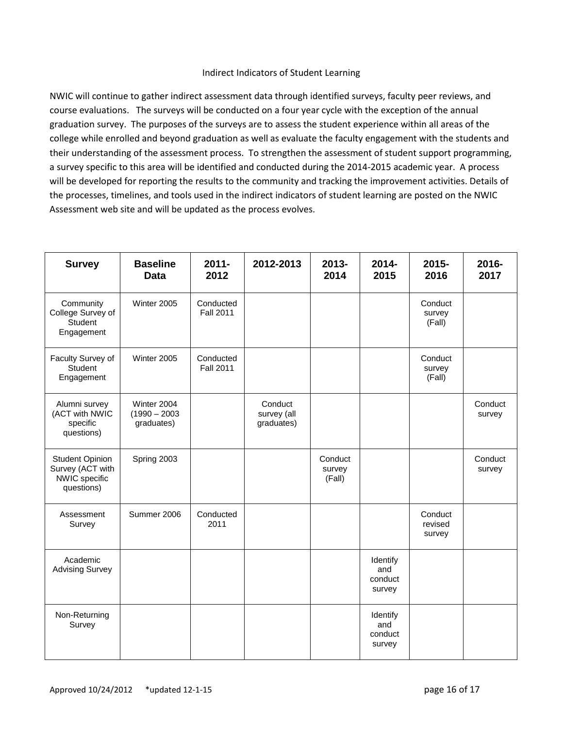## Indirect Indicators of Student Learning

NWIC will continue to gather indirect assessment data through identified surveys, faculty peer reviews, and course evaluations. The surveys will be conducted on a four year cycle with the exception of the annual graduation survey. The purposes of the surveys are to assess the student experience within all areas of the college while enrolled and beyond graduation as well as evaluate the faculty engagement with the students and their understanding of the assessment process. To strengthen the assessment of student support programming, a survey specific to this area will be identified and conducted during the 2014-2015 academic year. A process will be developed for reporting the results to the community and tracking the improvement activities. Details of the processes, timelines, and tools used in the indirect indicators of student learning are posted on the NWIC Assessment web site and will be updated as the process evolves.

| Survey | Baseline Data | 2011-2012 | 2012-2013 | 2013-2014 | 2014-2015 | 2015-2016 | 2016-2017 |
|---|---|---|---|---|---|---|---|
| Community College Survey of Student Engagement | Winter 2005 | Conducted Fall 2011 | | | | Conduct survey (Fall) | |
| Faculty Survey of Student Engagement | Winter 2005 | Conducted Fall 2011 | | | | Conduct survey (Fall) | |
| Alumni survey (ACT with NWIC specific questions) | Winter 2004 (1990 – 2003 graduates) | | Conduct survey (all graduates) | | | | Conduct survey |
| Student Opinion Survey (ACT with NWIC specific questions) | Spring 2003 | | | Conduct survey (Fall) | | | Conduct survey |
| Assessment Survey | Summer 2006 | Conducted 2011 | | | | Conduct revised survey | |
| Academic Advising Survey | | | | | Identify and conduct survey | | |
| Non-Returning Survey | | | | | Identify and conduct survey | | |

Approved 10/24/2012 *updated 12-1-15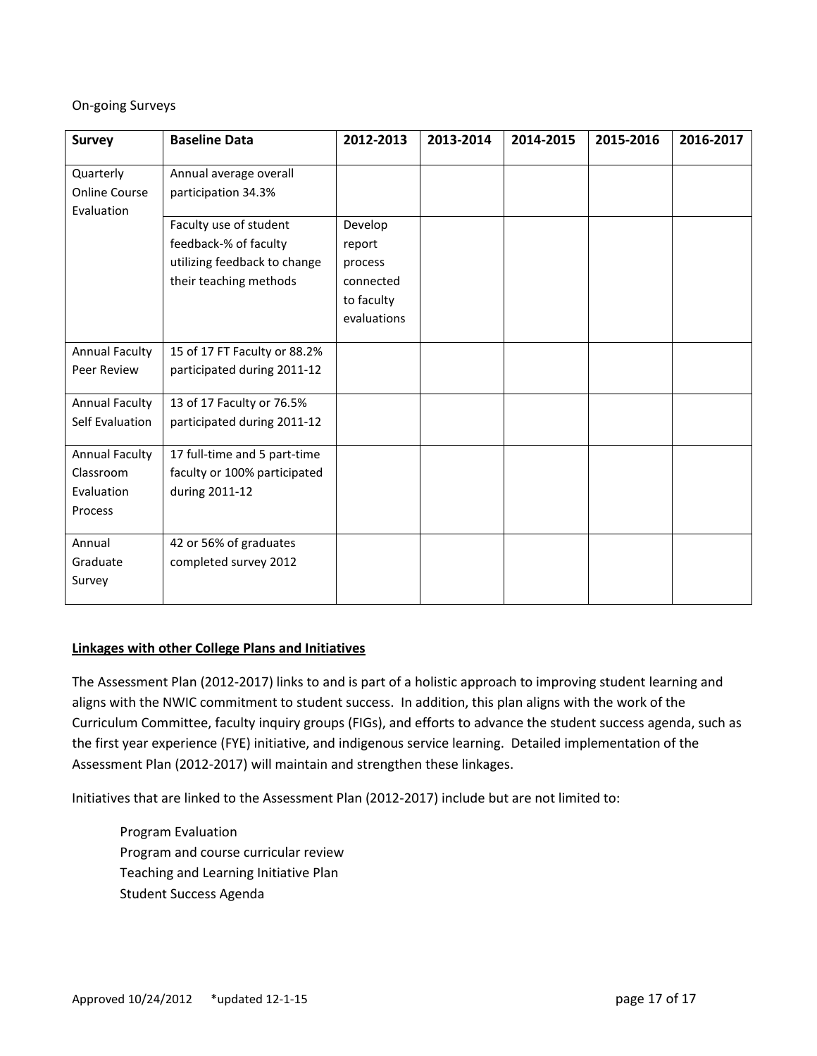On-going Surveys

| Survey | Baseline Data | 2012-2013 | 2013-2014 | 2014-2015 | 2015-2016 | 2016-2017 |
|---|---|---|---|---|---|---|
| Quarterly Online Course Evaluation | Annual average overall participation 34.3% | | | | | |
| | Faculty use of student feedback-% of faculty utilizing feedback to change their teaching methods | Develop report process connected to faculty evaluations | | | | |
| Annual Faculty Peer Review | 15 of 17 FT Faculty or 88.2% participated during 2011-12 | | | | | |
| Annual Faculty Self Evaluation | 13 of 17 Faculty or 76.5% participated during 2011-12 | | | | | |
| Annual Faculty Classroom Evaluation Process | 17 full-time and 5 part-time faculty or 100% participated during 2011-12 | | | | | |
| Annual Graduate Survey | 42 or 56% of graduates completed survey 2012 | | | | | |

**Linkages with other College Plans and Initiatives**

The Assessment Plan (2012-2017) links to and is part of a holistic approach to improving student learning and aligns with the NWIC commitment to student success. In addition, this plan aligns with the work of the Curriculum Committee, faculty inquiry groups (FIGs), and efforts to advance the student success agenda, such as the first year experience (FYE) initiative, and indigenous service learning. Detailed implementation of the Assessment Plan (2012-2017) will maintain and strengthen these linkages.

Initiatives that are linked to the Assessment Plan (2012-2017) include but are not limited to:

Program Evaluation
Program and course curricular review
Teaching and Learning Initiative Plan
Student Success Agenda

Approved 10/24/2012 *updated 12-1-15